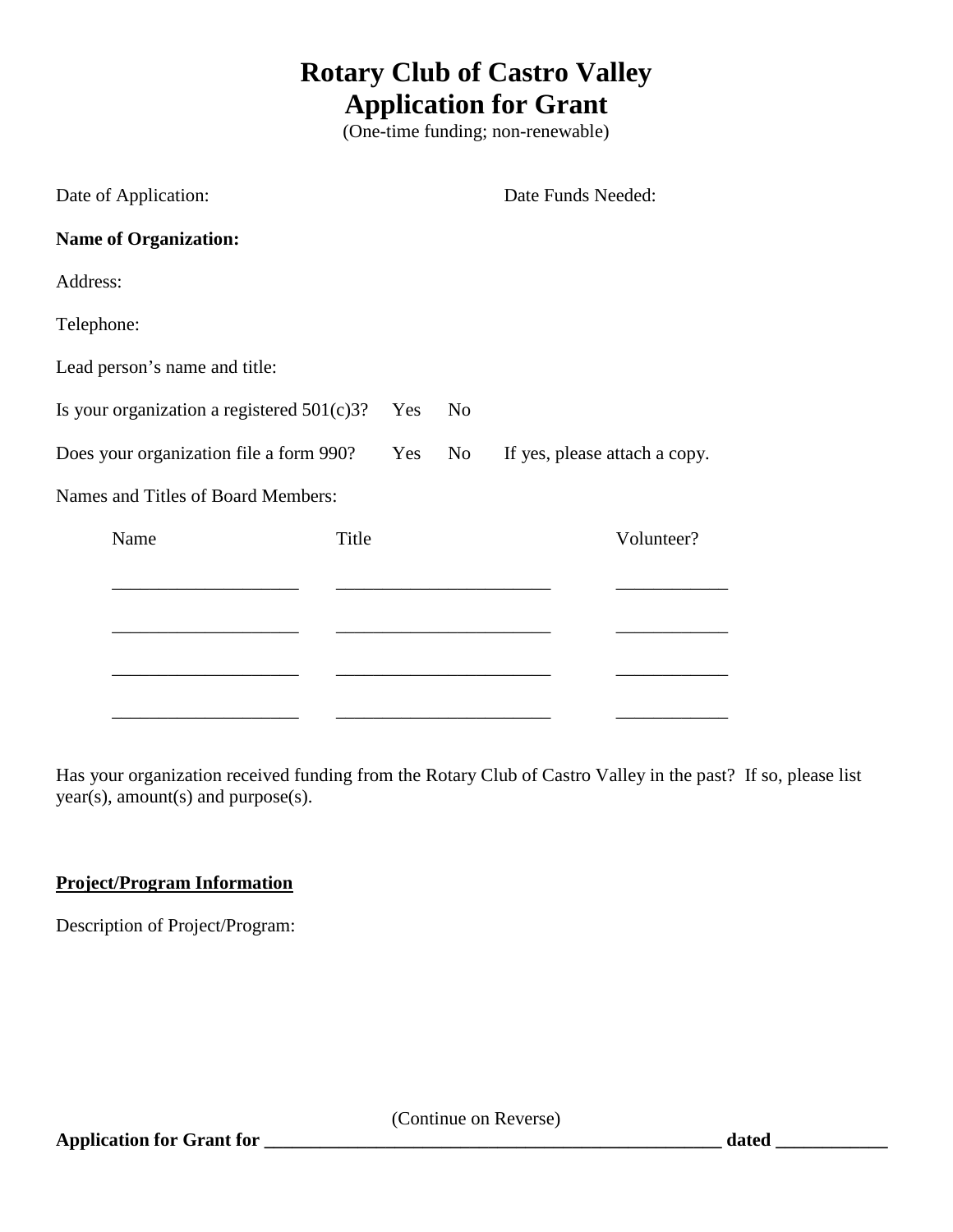# Rotary Club of Castro Valley
# Application for Grant

(One-time funding; non-renewable)

Date of Application: Date Funds Needed:

**Name of Organization:**

Address:

Telephone:

Lead person's name and title:

Is your organization a registered 501(c)3? Yes No

Does your organization file a form 990? Yes No If yes, please attach a copy.

Names and Titles of Board Members:

| Name | Title | Volunteer? |
|---|---|---|
| ____________________ | _______________________ | ____________ |
| ____________________ | _______________________ | ____________ |
| ____________________ | _______________________ | ____________ |
| ____________________ | _______________________ | ____________ |

Has your organization received funding from the Rotary Club of Castro Valley in the past? If so, please list year(s), amount(s) and purpose(s).

**Project/Program Information**

Description of Project/Program:

(Continue on Reverse)

**Application for Grant for __________________________________________________ dated ____________**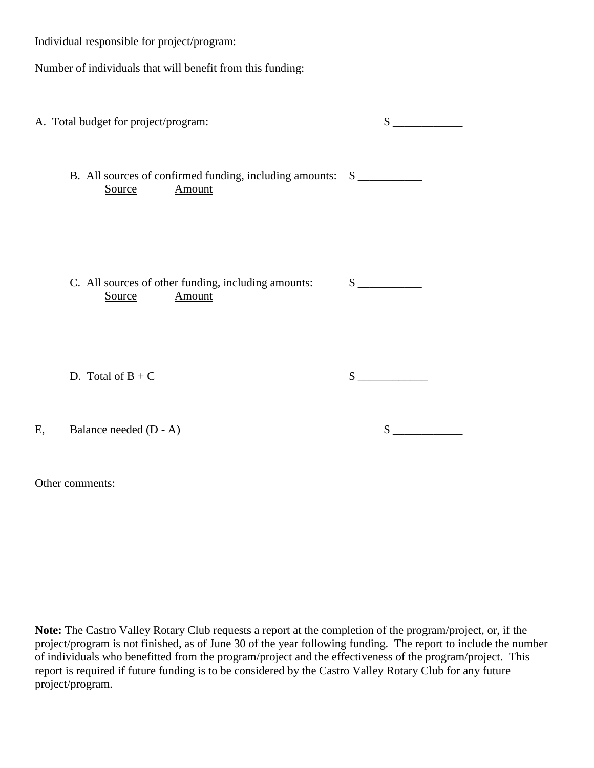Individual responsible for project/program:

Number of individuals that will benefit from this funding:

A. Total budget for project/program: $ ____________

B. All sources of <u>confirmed</u> funding, including amounts: $ ___________
<u>Source</u> <u>Amount</u>

C. All sources of other funding, including amounts: $ ___________
<u>Source</u> <u>Amount</u>

D. Total of B + C $ ____________

E, Balance needed (D - A) $ ____________

Other comments:

**Note:** The Castro Valley Rotary Club requests a report at the completion of the program/project, or, if the project/program is not finished, as of June 30 of the year following funding. The report to include the number of individuals who benefitted from the program/project and the effectiveness of the program/project. This report is <u>required</u> if future funding is to be considered by the Castro Valley Rotary Club for any future project/program.